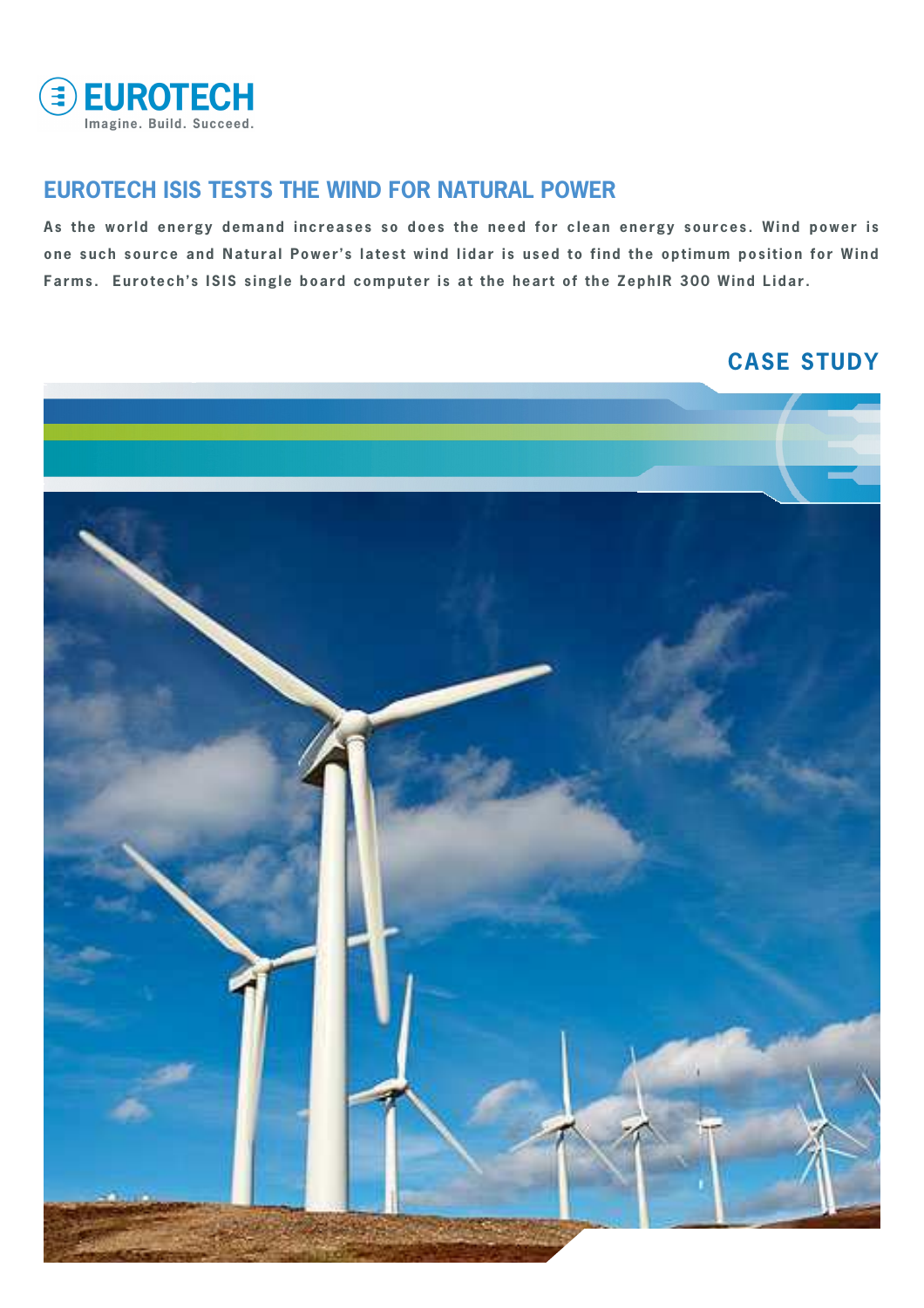EUROTECH

Imagine. Build. Succeed.

# EUROTECH ISIS TESTS THE WIND FOR NATURAL POWER

**As the world energy demand increases so does the need for clean energy sources. Wind power is one such source and Natural Power's latest wind lidar is used to find the optimum position for Wind Farms. Eurotech's ISIS single board computer is at the heart of the ZephIR 300 Wind Lidar.**

## CASE STUDY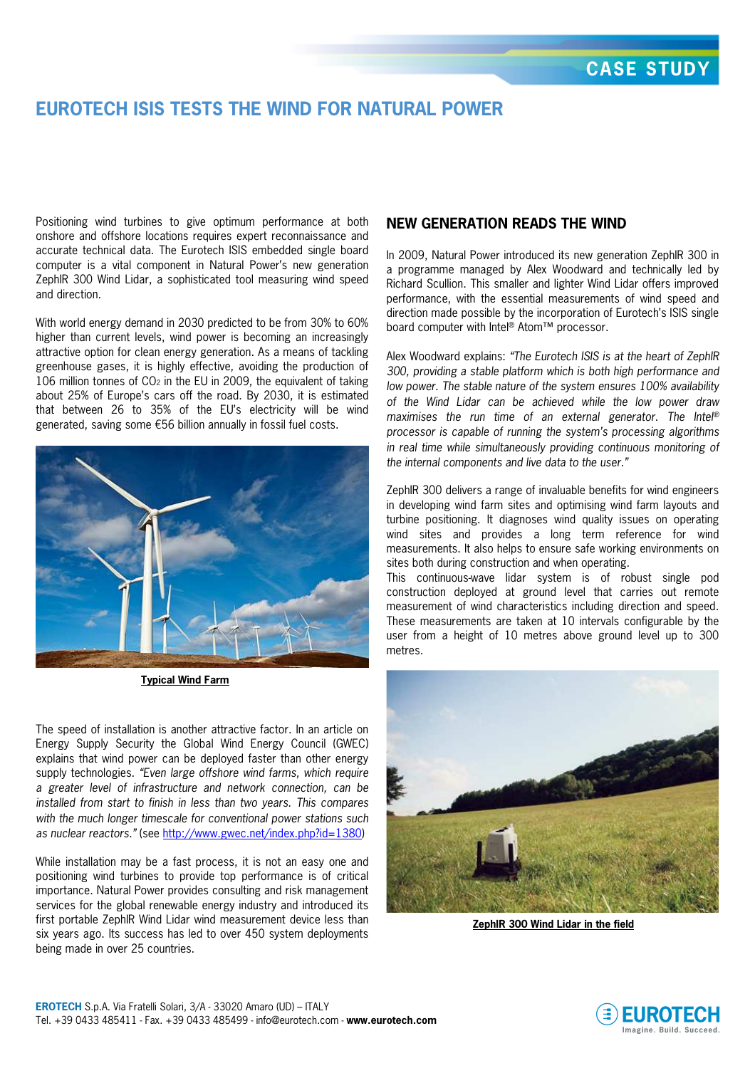# EUROTECH ISIS TESTS THE WIND FOR NATURAL POWER

Positioning wind turbines to give optimum performance at both onshore and offshore locations requires expert reconnaissance and accurate technical data. The Eurotech ISIS embedded single board computer is a vital component in Natural Power's new generation ZephIR 300 Wind Lidar, a sophisticated tool measuring wind speed and direction.

With world energy demand in 2030 predicted to be from 30% to 60% higher than current levels, wind power is becoming an increasingly attractive option for clean energy generation. As a means of tackling greenhouse gases, it is highly effective, avoiding the production of 106 million tonnes of $CO_2$ in the EU in 2009, the equivalent of taking about 25% of Europe's cars off the road. By 2030, it is estimated that between 26 to 35% of the EU's electricity will be wind generated, saving some €56 billion annually in fossil fuel costs.

**Typical Wind Farm**

The speed of installation is another attractive factor. In an article on Energy Supply Security the Global Wind Energy Council (GWEC) explains that wind power can be deployed faster than other energy supply technologies. *"Even large offshore wind farms, which require a greater level of infrastructure and network connection, can be installed from start to finish in less than two years. This compares with the much longer timescale for conventional power stations such as nuclear reactors."* (see http://www.gwec.net/index.php?id=1380)

While installation may be a fast process, it is not an easy one and positioning wind turbines to provide top performance is of critical importance. Natural Power provides consulting and risk management services for the global renewable energy industry and introduced its first portable ZephIR Wind Lidar wind measurement device less than six years ago. Its success has led to over 450 system deployments being made in over 25 countries.

## NEW GENERATION READS THE WIND

In 2009, Natural Power introduced its new generation ZephIR 300 in a programme managed by Alex Woodward and technically led by Richard Scullion. This smaller and lighter Wind Lidar offers improved performance, with the essential measurements of wind speed and direction made possible by the incorporation of Eurotech's ISIS single board computer with Intel® Atom™ processor.

Alex Woodward explains: *"The Eurotech ISIS is at the heart of ZephIR 300, providing a stable platform which is both high performance and low power. The stable nature of the system ensures 100% availability of the Wind Lidar can be achieved while the low power draw maximises the run time of an external generator. The Intel® processor is capable of running the system's processing algorithms in real time while simultaneously providing continuous monitoring of the internal components and live data to the user."*

ZephIR 300 delivers a range of invaluable benefits for wind engineers in developing wind farm sites and optimising wind farm layouts and turbine positioning. It diagnoses wind quality issues on operating wind sites and provides a long term reference for wind measurements. It also helps to ensure safe working environments on sites both during construction and when operating.

This continuous-wave lidar system is of robust single pod construction deployed at ground level that carries out remote measurement of wind characteristics including direction and speed. These measurements are taken at 10 intervals configurable by the user from a height of 10 metres above ground level up to 300 metres.

**ZephIR 300 Wind Lidar in the field**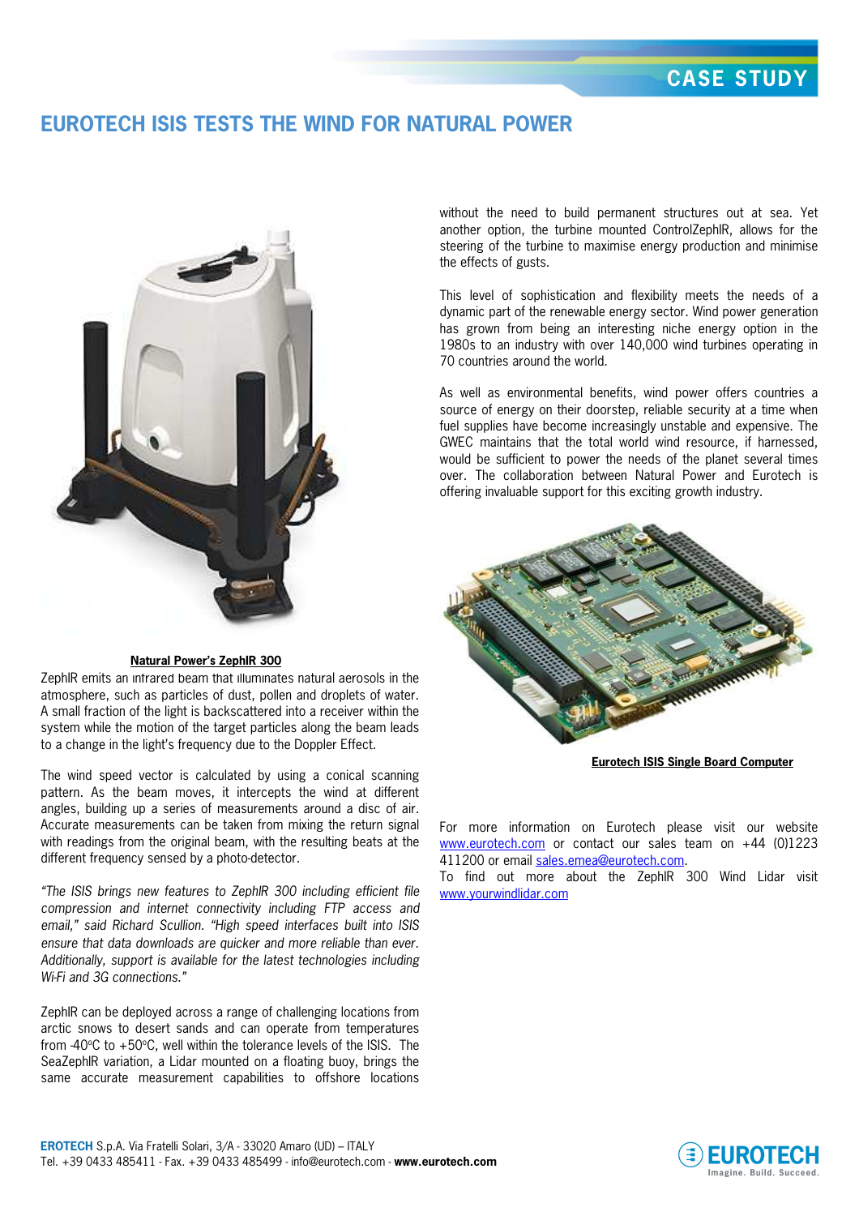# EUROTECH ISIS TESTS THE WIND FOR NATURAL POWER

**Natural Power's ZephIR 300**

ZephIR emits an infrared beam that illuminates natural aerosols in the atmosphere, such as particles of dust, pollen and droplets of water. A small fraction of the light is backscattered into a receiver within the system while the motion of the target particles along the beam leads to a change in the light's frequency due to the Doppler Effect.

The wind speed vector is calculated by using a conical scanning pattern. As the beam moves, it intercepts the wind at different angles, building up a series of measurements around a disc of air. Accurate measurements can be taken from mixing the return signal with readings from the original beam, with the resulting beats at the different frequency sensed by a photo-detector.

*"The ISIS brings new features to ZephIR 300 including efficient file compression and internet connectivity including FTP access and email," said Richard Scullion. "High speed interfaces built into ISIS ensure that data downloads are quicker and more reliable than ever. Additionally, support is available for the latest technologies including Wi-Fi and 3G connections."*

ZephIR can be deployed across a range of challenging locations from arctic snows to desert sands and can operate from temperatures from -40°C to +50°C, well within the tolerance levels of the ISIS. The SeaZephIR variation, a Lidar mounted on a floating buoy, brings the same accurate measurement capabilities to offshore locations without the need to build permanent structures out at sea. Yet another option, the turbine mounted ControlZephIR, allows for the steering of the turbine to maximise energy production and minimise the effects of gusts.

This level of sophistication and flexibility meets the needs of a dynamic part of the renewable energy sector. Wind power generation has grown from being an interesting niche energy option in the 1980s to an industry with over 140,000 wind turbines operating in 70 countries around the world.

As well as environmental benefits, wind power offers countries a source of energy on their doorstep, reliable security at a time when fuel supplies have become increasingly unstable and expensive. The GWEC maintains that the total world wind resource, if harnessed, would be sufficient to power the needs of the planet several times over. The collaboration between Natural Power and Eurotech is offering invaluable support for this exciting growth industry.

**Eurotech ISIS Single Board Computer**

For more information on Eurotech please visit our website www.eurotech.com or contact our sales team on +44 (0)1223 411200 or email sales.emea@eurotech.com.
To find out more about the ZephIR 300 Wind Lidar visit www.yourwindlidar.com

**EROTECH** S.p.A. Via Fratelli Solari, 3/A - 33020 Amaro (UD) – ITALY
Tel. +39 0433 485411 - Fax. +39 0433 485499 - info@eurotech.com - **www.eurotech.com**